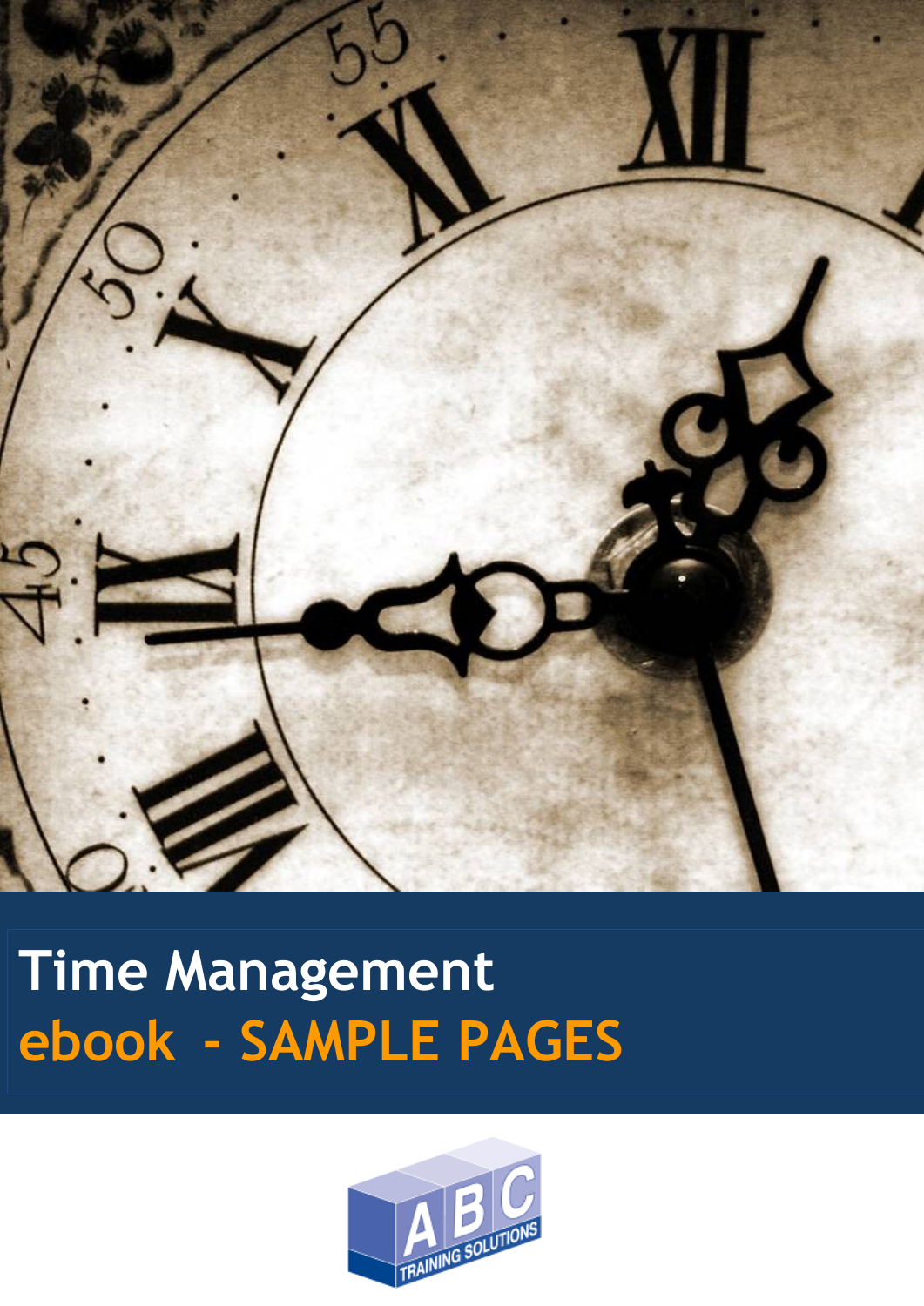# Time Management

## ebook - SAMPLE PAGES

ABC TRAINING SOLUTIONS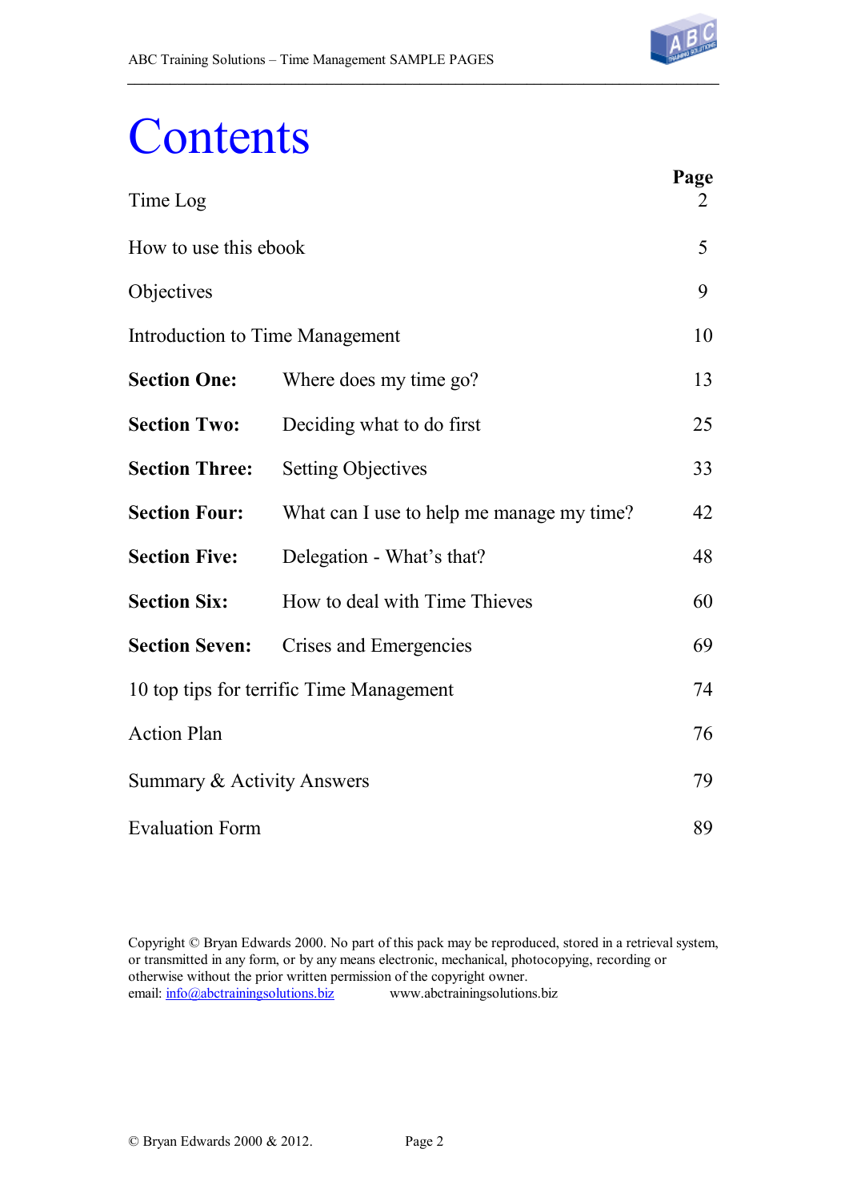# Contents

| | | Page |
|---|---|---|
| Time Log | | 2 |
| How to use this ebook | | 5 |
| Objectives | | 9 |
| Introduction to Time Management | | 10 |
| **Section One:** | Where does my time go? | 13 |
| **Section Two:** | Deciding what to do first | 25 |
| **Section Three:** | Setting Objectives | 33 |
| **Section Four:** | What can I use to help me manage my time? | 42 |
| **Section Five:** | Delegation - What's that? | 48 |
| **Section Six:** | How to deal with Time Thieves | 60 |
| **Section Seven:** | Crises and Emergencies | 69 |
| 10 top tips for terrific Time Management | | 74 |
| Action Plan | | 76 |
| Summary & Activity Answers | | 79 |
| Evaluation Form | | 89 |

Copyright © Bryan Edwards 2000. No part of this pack may be reproduced, stored in a retrieval system, or transmitted in any form, or by any means electronic, mechanical, photocopying, recording or otherwise without the prior written permission of the copyright owner.
email: info@abctrainingsolutions.biz www.abctrainingsolutions.biz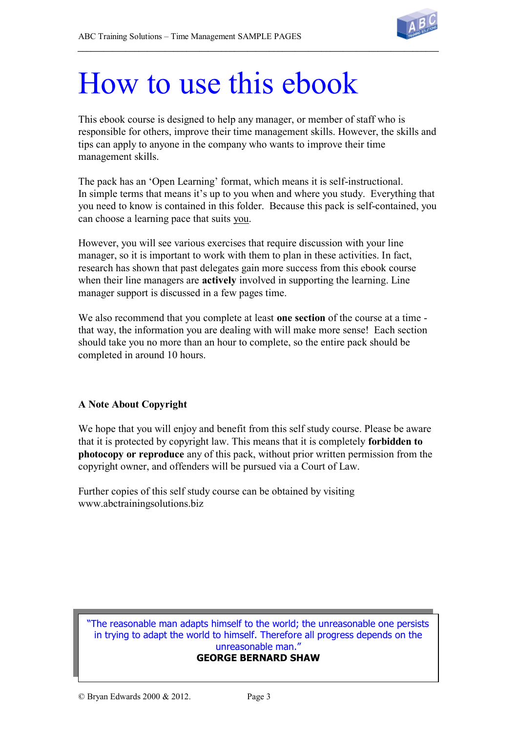# How to use this ebook

This ebook course is designed to help any manager, or member of staff who is responsible for others, improve their time management skills. However, the skills and tips can apply to anyone in the company who wants to improve their time management skills.

The pack has an 'Open Learning' format, which means it is self-instructional. In simple terms that means it's up to you when and where you study. Everything that you need to know is contained in this folder. Because this pack is self-contained, you can choose a learning pace that suits you.

However, you will see various exercises that require discussion with your line manager, so it is important to work with them to plan in these activities. In fact, research has shown that past delegates gain more success from this ebook course when their line managers are **actively** involved in supporting the learning. Line manager support is discussed in a few pages time.

We also recommend that you complete at least **one section** of the course at a time - that way, the information you are dealing with will make more sense! Each section should take you no more than an hour to complete, so the entire pack should be completed in around 10 hours.

**A Note About Copyright**

We hope that you will enjoy and benefit from this self study course. Please be aware that it is protected by copyright law. This means that it is completely **forbidden to photocopy or reproduce** any of this pack, without prior written permission from the copyright owner, and offenders will be pursued via a Court of Law.

Further copies of this self study course can be obtained by visiting www.abctrainingsolutions.biz

> "The reasonable man adapts himself to the world; the unreasonable one persists in trying to adapt the world to himself. Therefore all progress depends on the unreasonable man."
> **GEORGE BERNARD SHAW**

© Bryan Edwards 2000 & 2012.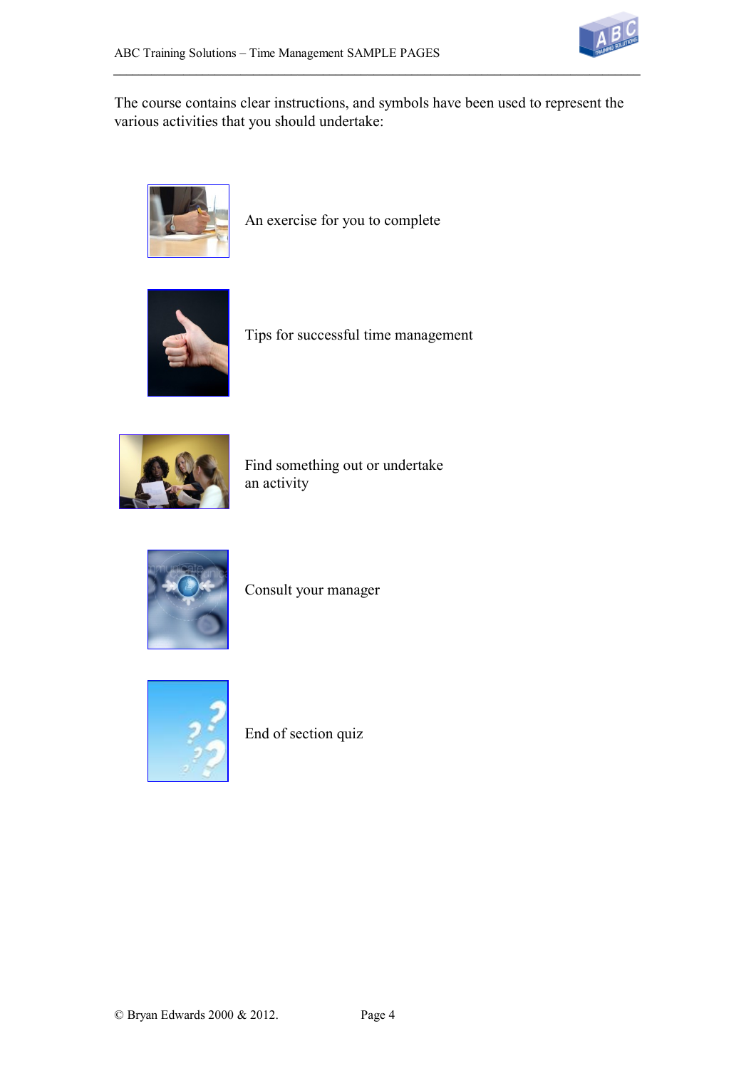The course contains clear instructions, and symbols have been used to represent the various activities that you should undertake:

An exercise for you to complete

Tips for successful time management

Find something out or undertake an activity

Consult your manager

End of section quiz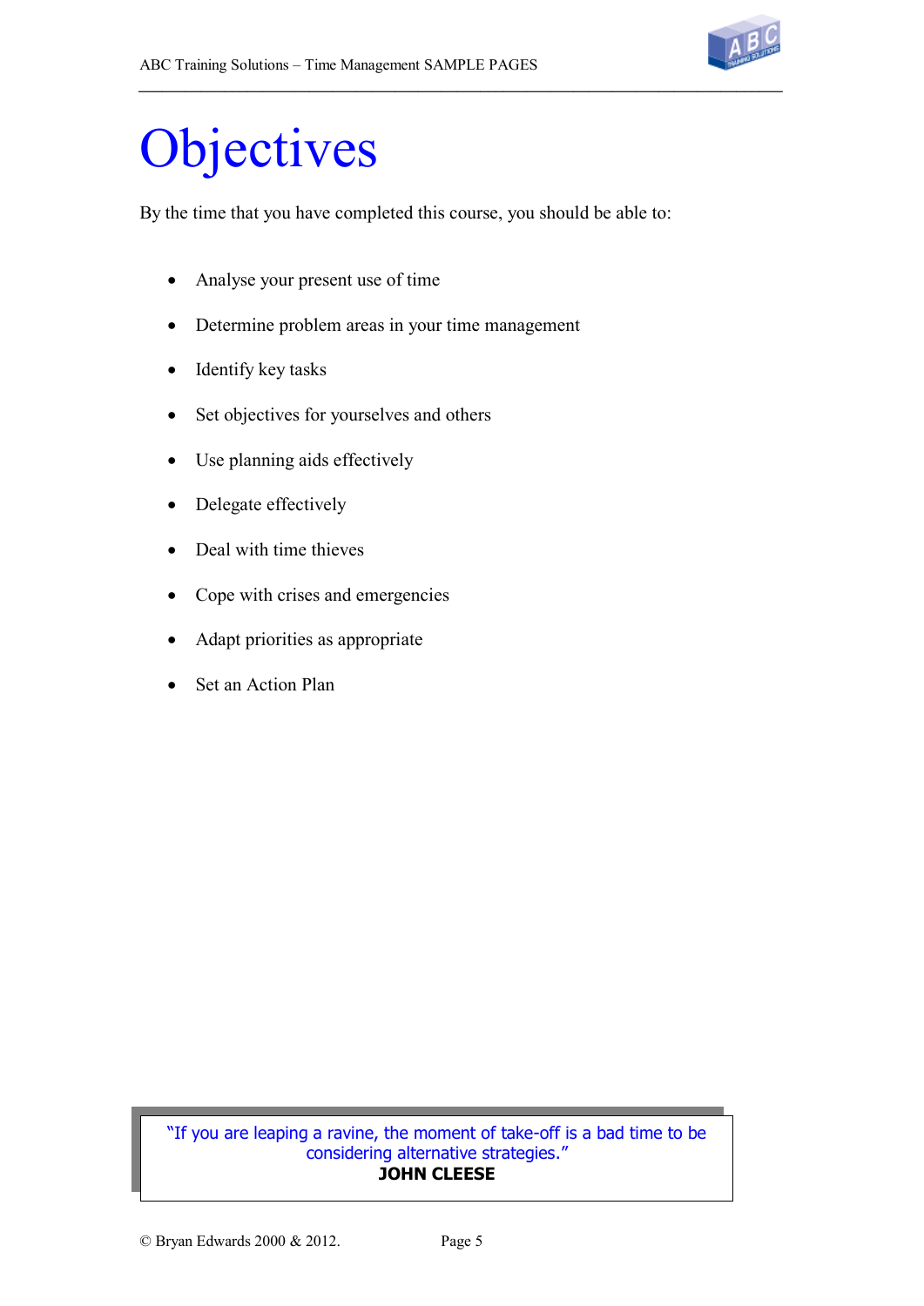# Objectives

By the time that you have completed this course, you should be able to:

- Analyse your present use of time
- Determine problem areas in your time management
- Identify key tasks
- Set objectives for yourselves and others
- Use planning aids effectively
- Delegate effectively
- Deal with time thieves
- Cope with crises and emergencies
- Adapt priorities as appropriate
- Set an Action Plan

> "If you are leaping a ravine, the moment of take-off is a bad time to be considering alternative strategies."
> **JOHN CLEESE**

© Bryan Edwards 2000 & 2012.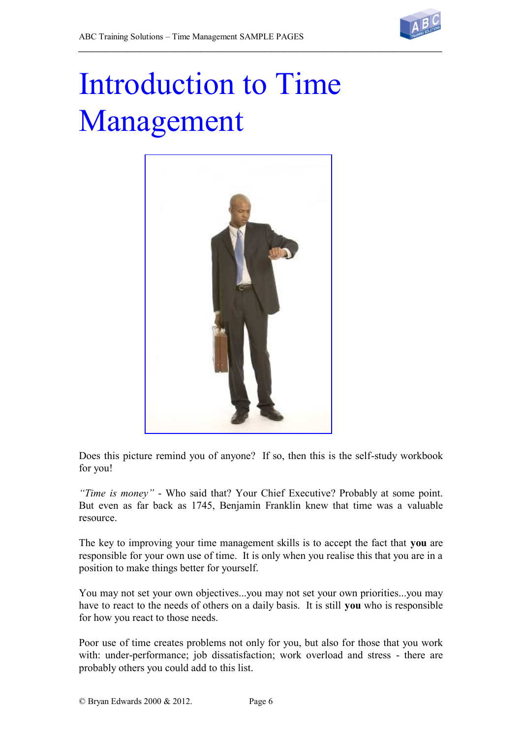# Introduction to Time Management

Does this picture remind you of anyone? If so, then this is the self-study workbook for you!

*"Time is money"* - Who said that? Your Chief Executive? Probably at some point. But even as far back as 1745, Benjamin Franklin knew that time was a valuable resource.

The key to improving your time management skills is to accept the fact that **you** are responsible for your own use of time. It is only when you realise this that you are in a position to make things better for yourself.

You may not set your own objectives...you may not set your own priorities...you may have to react to the needs of others on a daily basis. It is still **you** who is responsible for how you react to those needs.

Poor use of time creates problems not only for you, but also for those that you work with: under-performance; job dissatisfaction; work overload and stress - there are probably others you could add to this list.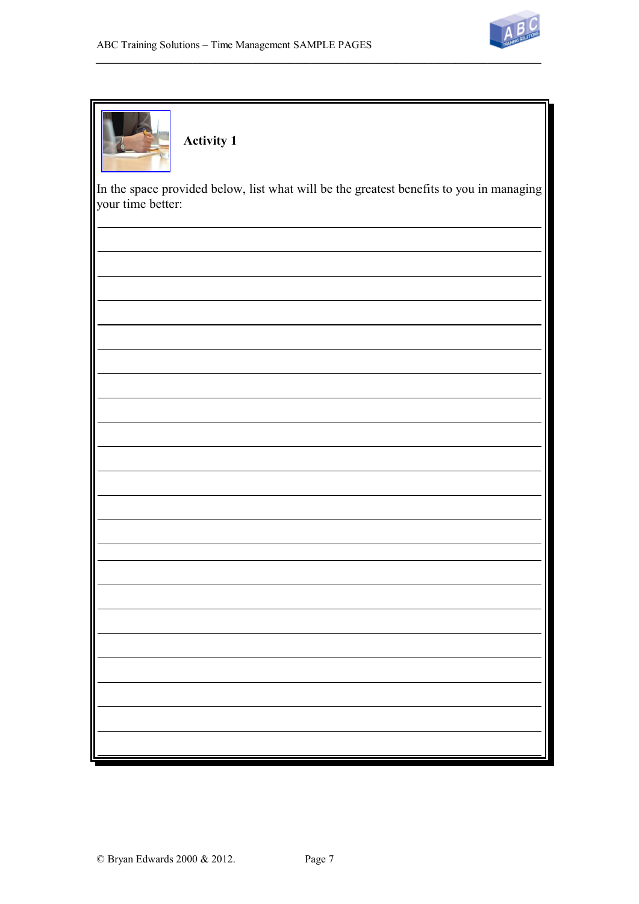**Activity 1**

In the space provided below, list what will be the greatest benefits to you in managing your time better: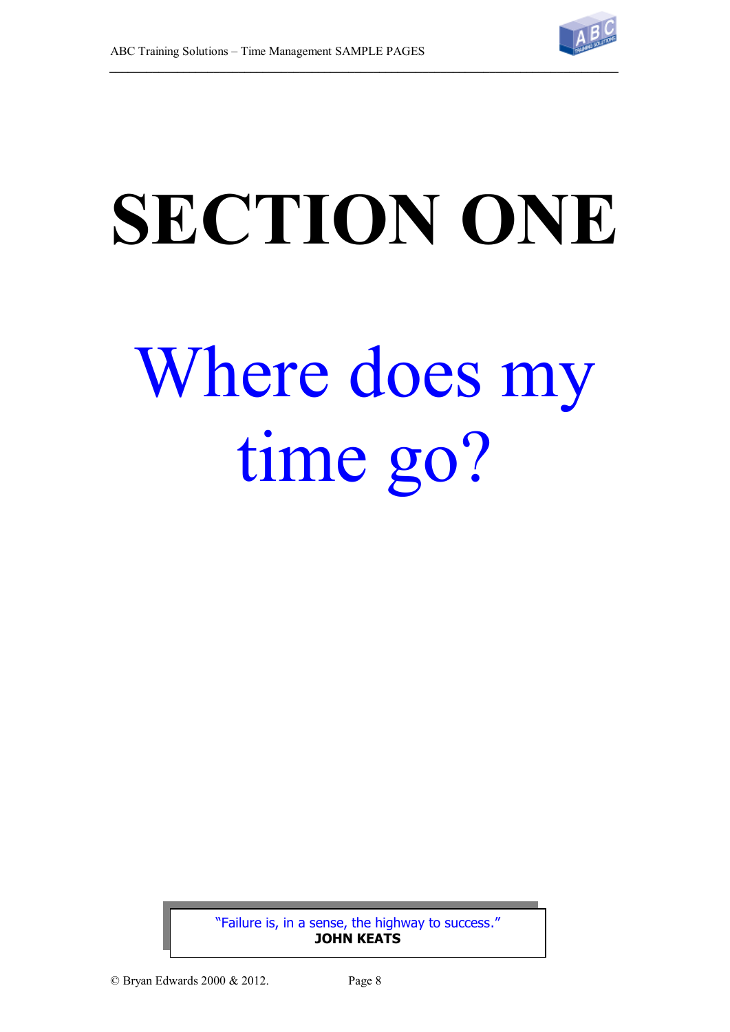# SECTION ONE

## Where does my time go?

> "Failure is, in a sense, the highway to success."
> **JOHN KEATS**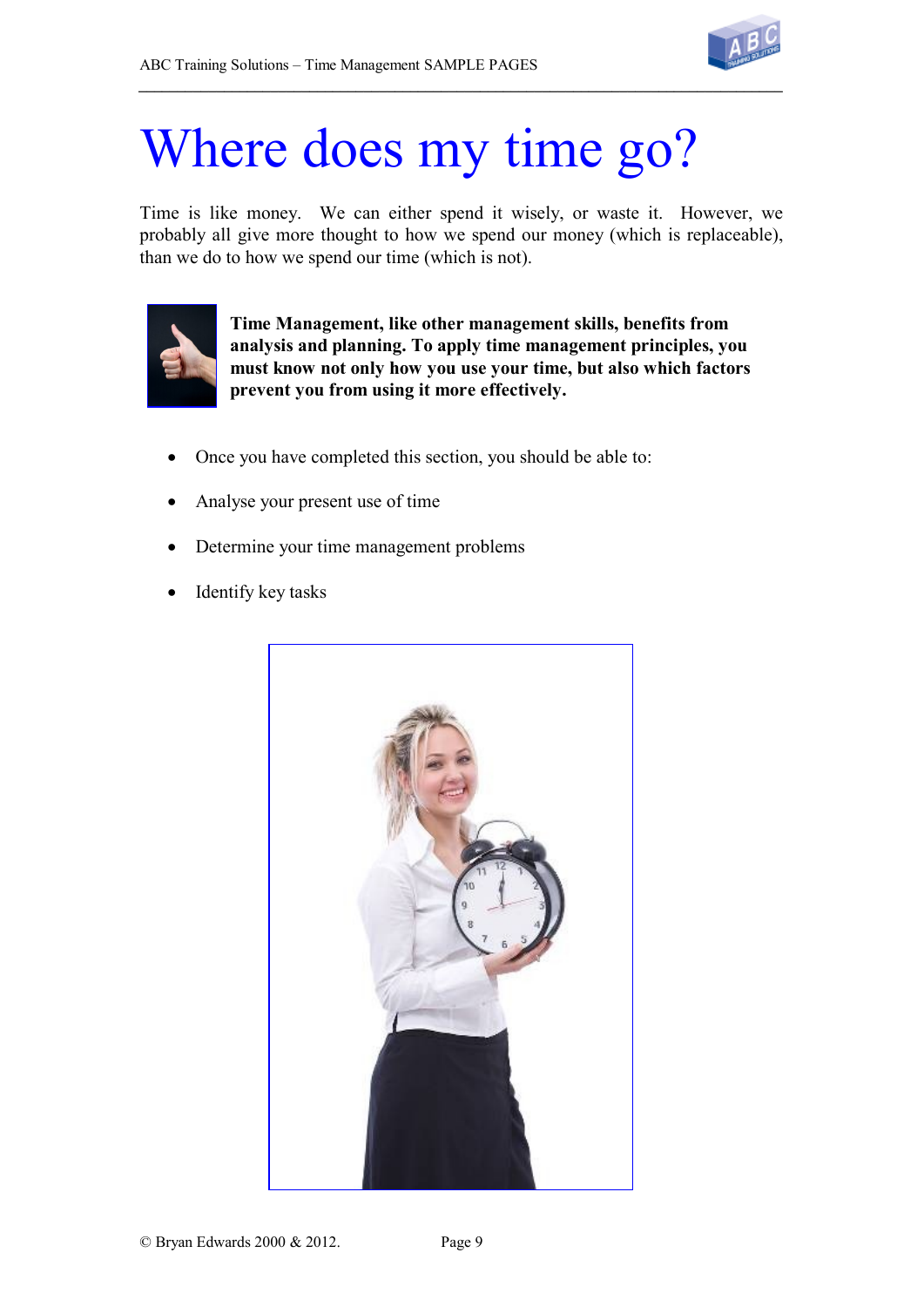# Where does my time go?

Time is like money. We can either spend it wisely, or waste it. However, we probably all give more thought to how we spend our money (which is replaceable), than we do to how we spend our time (which is not).

**Time Management, like other management skills, benefits from analysis and planning. To apply time management principles, you must know not only how you use your time, but also which factors prevent you from using it more effectively.**

- Once you have completed this section, you should be able to:
- Analyse your present use of time
- Determine your time management problems
- Identify key tasks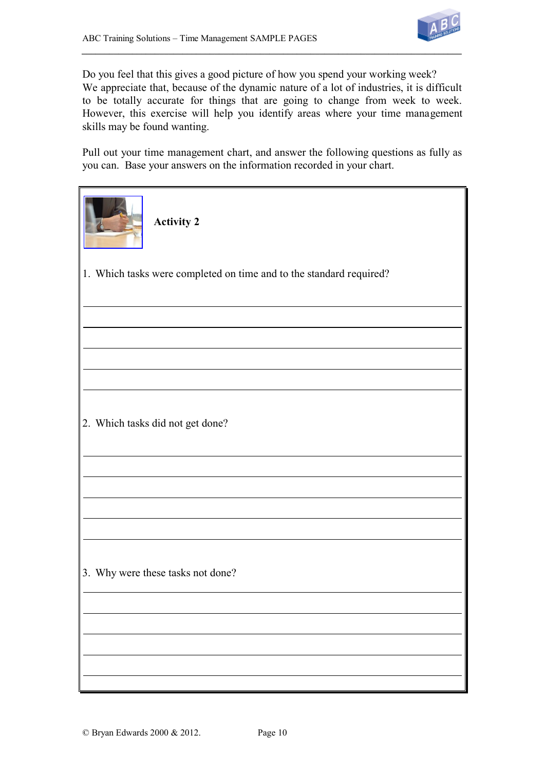Do you feel that this gives a good picture of how you spend your working week? We appreciate that, because of the dynamic nature of a lot of industries, it is difficult to be totally accurate for things that are going to change from week to week. However, this exercise will help you identify areas where your time management skills may be found wanting.

Pull out your time management chart, and answer the following questions as fully as you can. Base your answers on the information recorded in your chart.

**Activity 2**

1. Which tasks were completed on time and to the standard required?

______________________________________________

______________________________________________

______________________________________________

______________________________________________

______________________________________________

2. Which tasks did not get done?

______________________________________________

______________________________________________

______________________________________________

______________________________________________

______________________________________________

3. Why were these tasks not done?

______________________________________________

______________________________________________

______________________________________________

______________________________________________

______________________________________________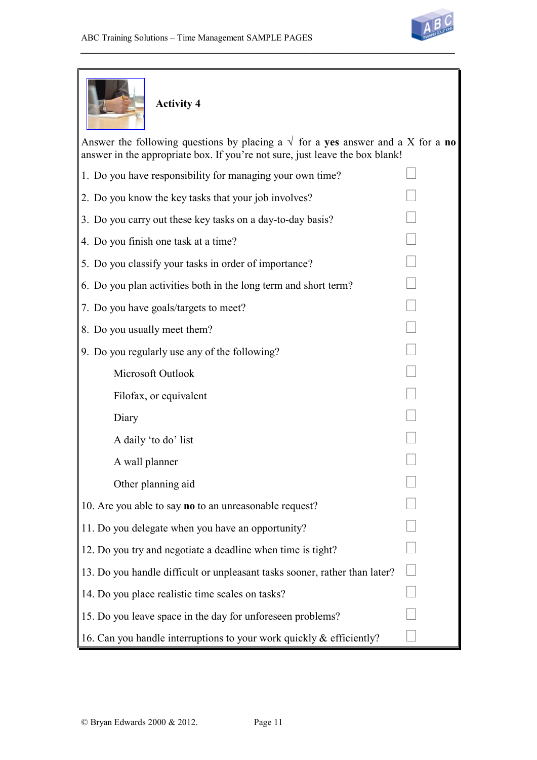## Activity 4

Answer the following questions by placing a √ for a **yes** answer and a X for a **no** answer in the appropriate box. If you're not sure, just leave the box blank!

1. Do you have responsibility for managing your own time? ☐
2. Do you know the key tasks that your job involves? ☐
3. Do you carry out these key tasks on a day-to-day basis? ☐
4. Do you finish one task at a time? ☐
5. Do you classify your tasks in order of importance? ☐
6. Do you plan activities both in the long term and short term? ☐
7. Do you have goals/targets to meet? ☐
8. Do you usually meet them? ☐
9. Do you regularly use any of the following? ☐
   - Microsoft Outlook ☐
   - Filofax, or equivalent ☐
   - Diary ☐
   - A daily 'to do' list ☐
   - A wall planner ☐
   - Other planning aid ☐
10. Are you able to say **no** to an unreasonable request? ☐
11. Do you delegate when you have an opportunity? ☐
12. Do you try and negotiate a deadline when time is tight? ☐
13. Do you handle difficult or unpleasant tasks sooner, rather than later? ☐
14. Do you place realistic time scales on tasks? ☐
15. Do you leave space in the day for unforeseen problems? ☐
16. Can you handle interruptions to your work quickly & efficiently? ☐

© Bryan Edwards 2000 & 2012.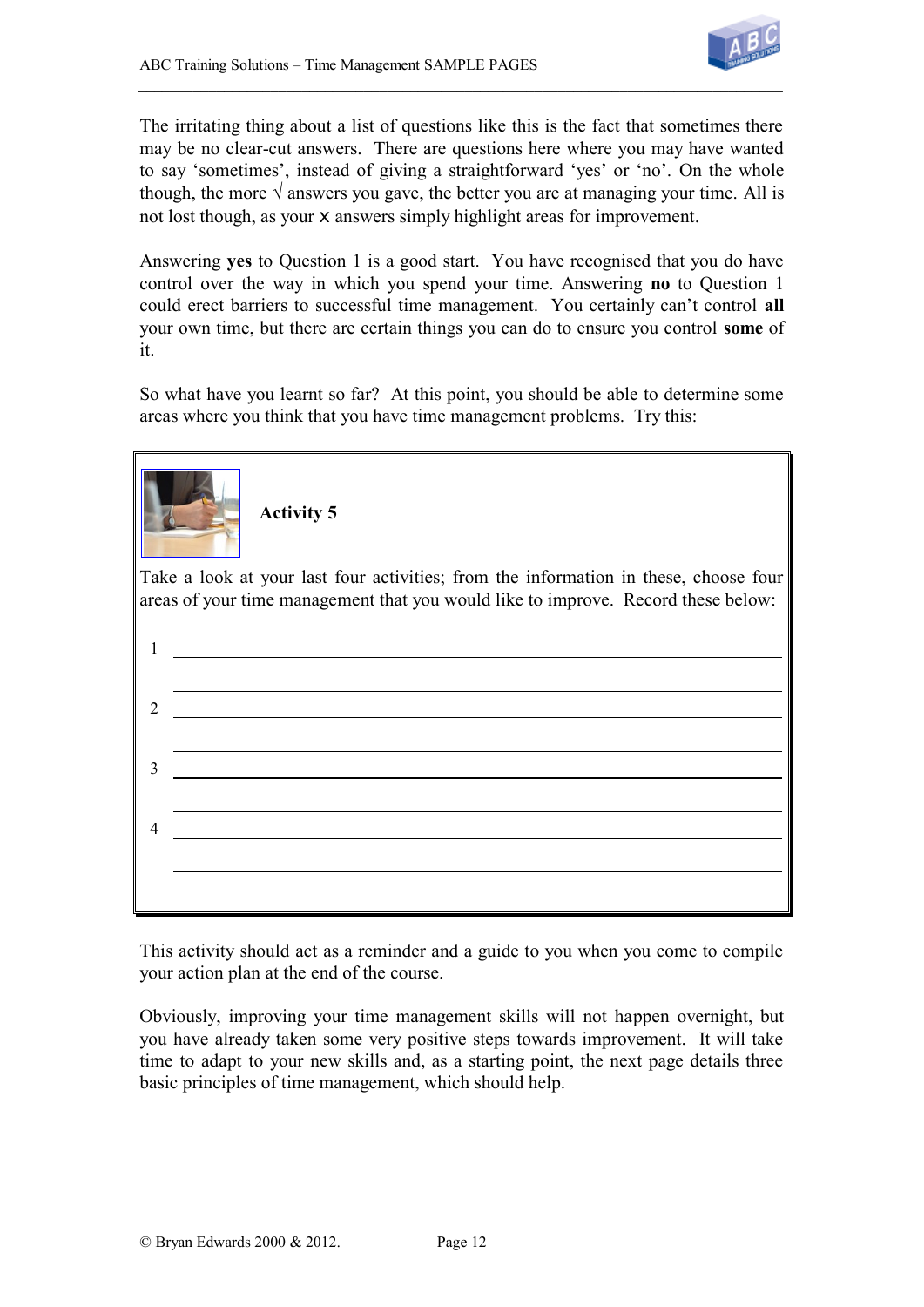The irritating thing about a list of questions like this is the fact that sometimes there may be no clear-cut answers. There are questions here where you may have wanted to say 'sometimes', instead of giving a straightforward 'yes' or 'no'. On the whole though, the more √ answers you gave, the better you are at managing your time. All is not lost though, as your x answers simply highlight areas for improvement.

Answering **yes** to Question 1 is a good start. You have recognised that you do have control over the way in which you spend your time. Answering **no** to Question 1 could erect barriers to successful time management. You certainly can't control **all** your own time, but there are certain things you can do to ensure you control **some** of it.

So what have you learnt so far? At this point, you should be able to determine some areas where you think that you have time management problems. Try this:

**Activity 5**

Take a look at your last four activities; from the information in these, choose four areas of your time management that you would like to improve. Record these below:

1 ______________________________

______________________________

2 ______________________________

______________________________

3 ______________________________

______________________________

4 ______________________________

______________________________

This activity should act as a reminder and a guide to you when you come to compile your action plan at the end of the course.

Obviously, improving your time management skills will not happen overnight, but you have already taken some very positive steps towards improvement. It will take time to adapt to your new skills and, as a starting point, the next page details three basic principles of time management, which should help.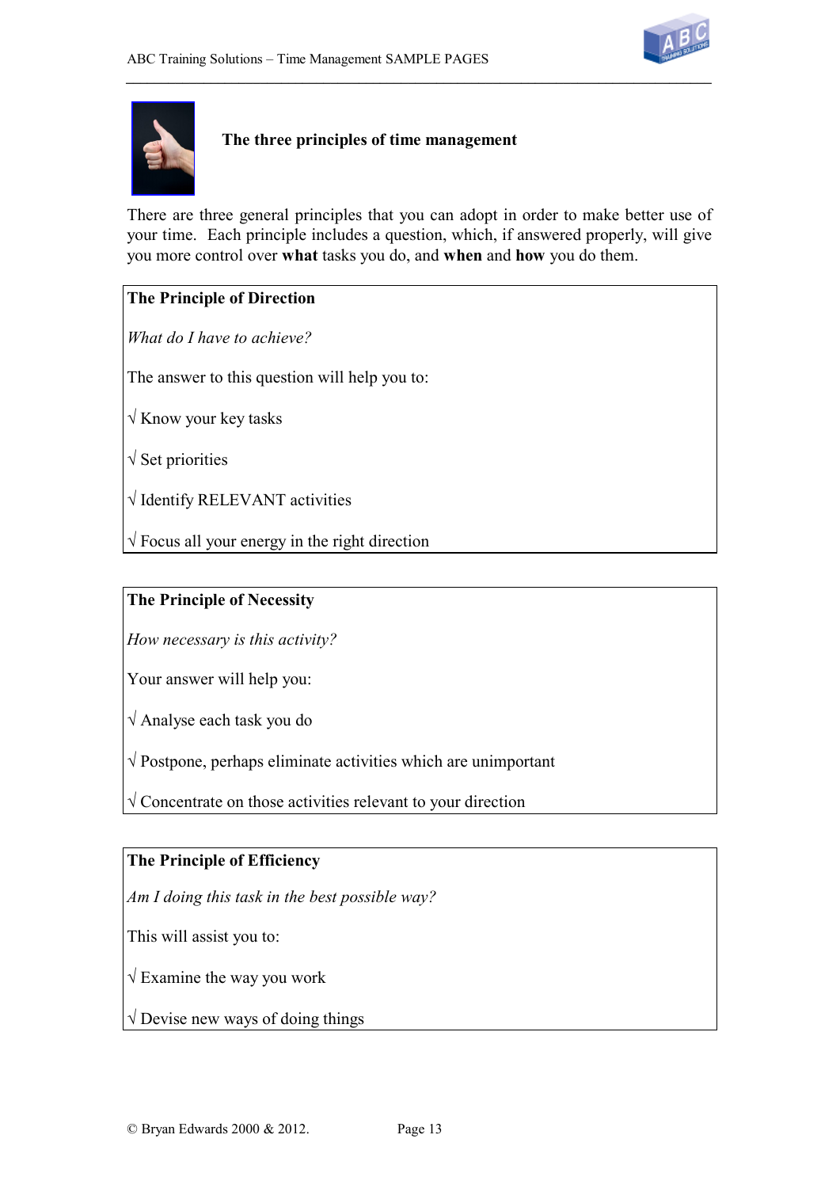## The three principles of time management

There are three general principles that you can adopt in order to make better use of your time. Each principle includes a question, which, if answered properly, will give you more control over **what** tasks you do, and **when** and **how** you do them.

**The Principle of Direction**

*What do I have to achieve?*

The answer to this question will help you to:

√ Know your key tasks

√ Set priorities

√ Identify RELEVANT activities

√ Focus all your energy in the right direction

**The Principle of Necessity**

*How necessary is this activity?*

Your answer will help you:

√ Analyse each task you do

√ Postpone, perhaps eliminate activities which are unimportant

√ Concentrate on those activities relevant to your direction

**The Principle of Efficiency**

*Am I doing this task in the best possible way?*

This will assist you to:

√ Examine the way you work

√ Devise new ways of doing things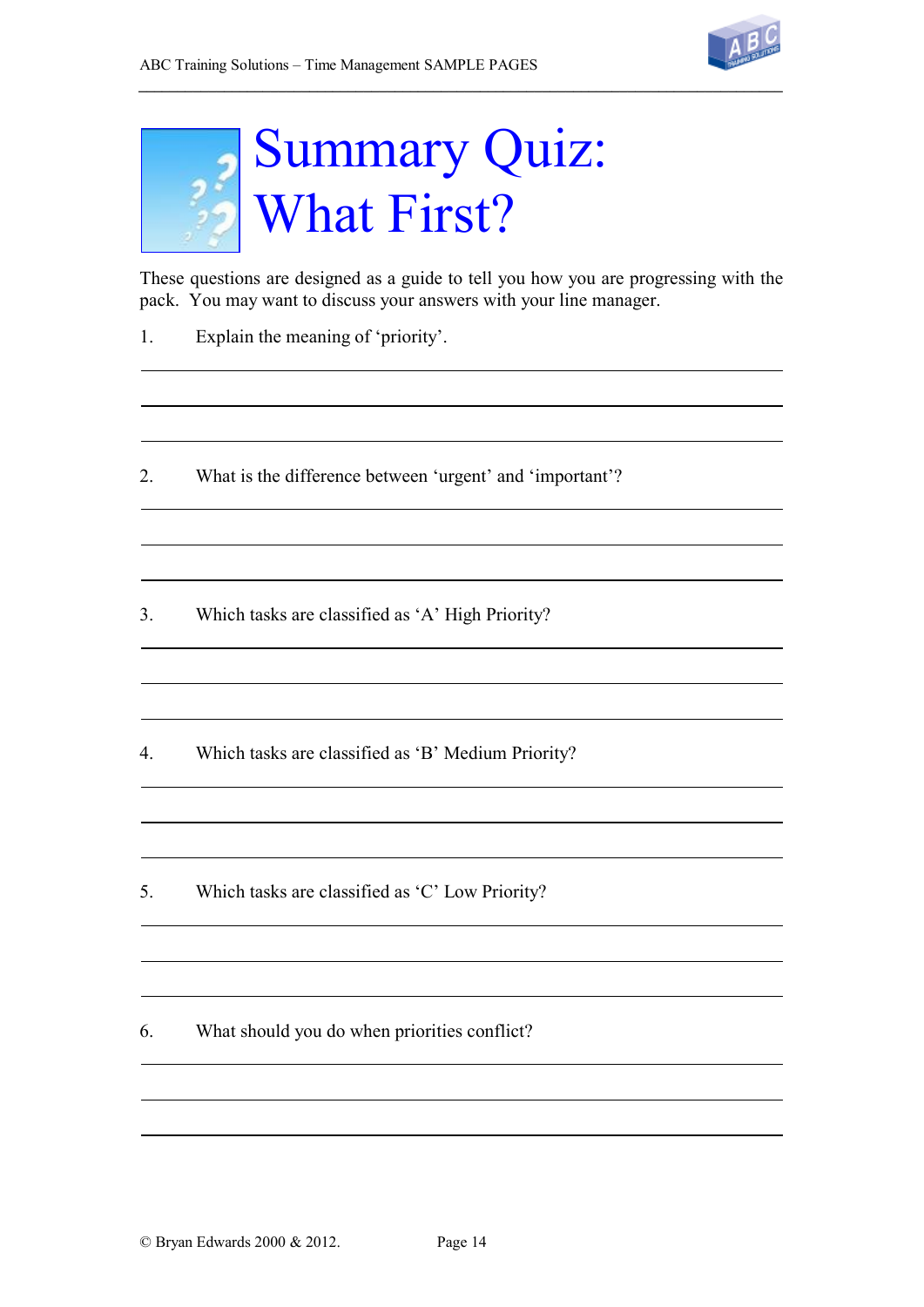# Summary Quiz: What First?

These questions are designed as a guide to tell you how you are progressing with the pack. You may want to discuss your answers with your line manager.

1. Explain the meaning of 'priority'.

2. What is the difference between 'urgent' and 'important'?

3. Which tasks are classified as 'A' High Priority?

4. Which tasks are classified as 'B' Medium Priority?

5. Which tasks are classified as 'C' Low Priority?

6. What should you do when priorities conflict?

© Bryan Edwards 2000 & 2012.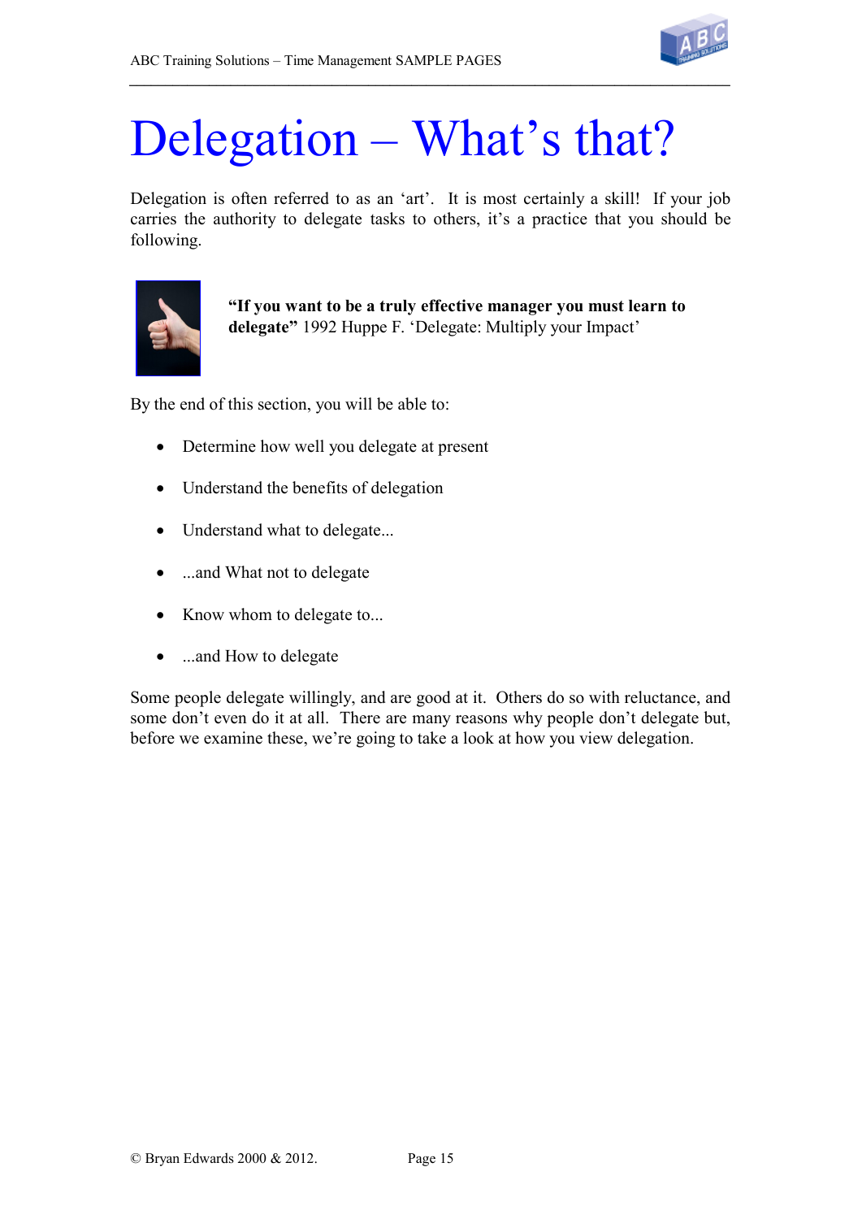# Delegation – What's that?

Delegation is often referred to as an 'art'. It is most certainly a skill! If your job carries the authority to delegate tasks to others, it's a practice that you should be following.

**"If you want to be a truly effective manager you must learn to delegate"** 1992 Huppe F. 'Delegate: Multiply your Impact'

By the end of this section, you will be able to:

- Determine how well you delegate at present
- Understand the benefits of delegation
- Understand what to delegate...
- ...and What not to delegate
- Know whom to delegate to...
- ...and How to delegate

Some people delegate willingly, and are good at it. Others do so with reluctance, and some don't even do it at all. There are many reasons why people don't delegate but, before we examine these, we're going to take a look at how you view delegation.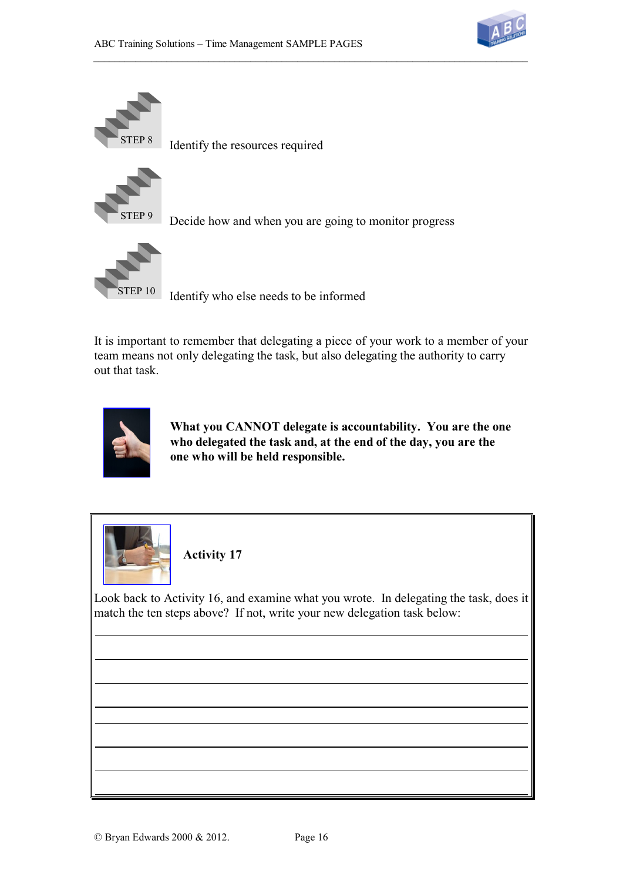STEP 8 Identify the resources required

STEP 9 Decide how and when you are going to monitor progress

STEP 10 Identify who else needs to be informed

It is important to remember that delegating a piece of your work to a member of your team means not only delegating the task, but also delegating the authority to carry out that task.

**What you CANNOT delegate is accountability. You are the one who delegated the task and, at the end of the day, you are the one who will be held responsible.**

**Activity 17**

Look back to Activity 16, and examine what you wrote. In delegating the task, does it match the ten steps above? If not, write your new delegation task below:

______________________________________________________________________

______________________________________________________________________

______________________________________________________________________

______________________________________________________________________

______________________________________________________________________

______________________________________________________________________

______________________________________________________________________